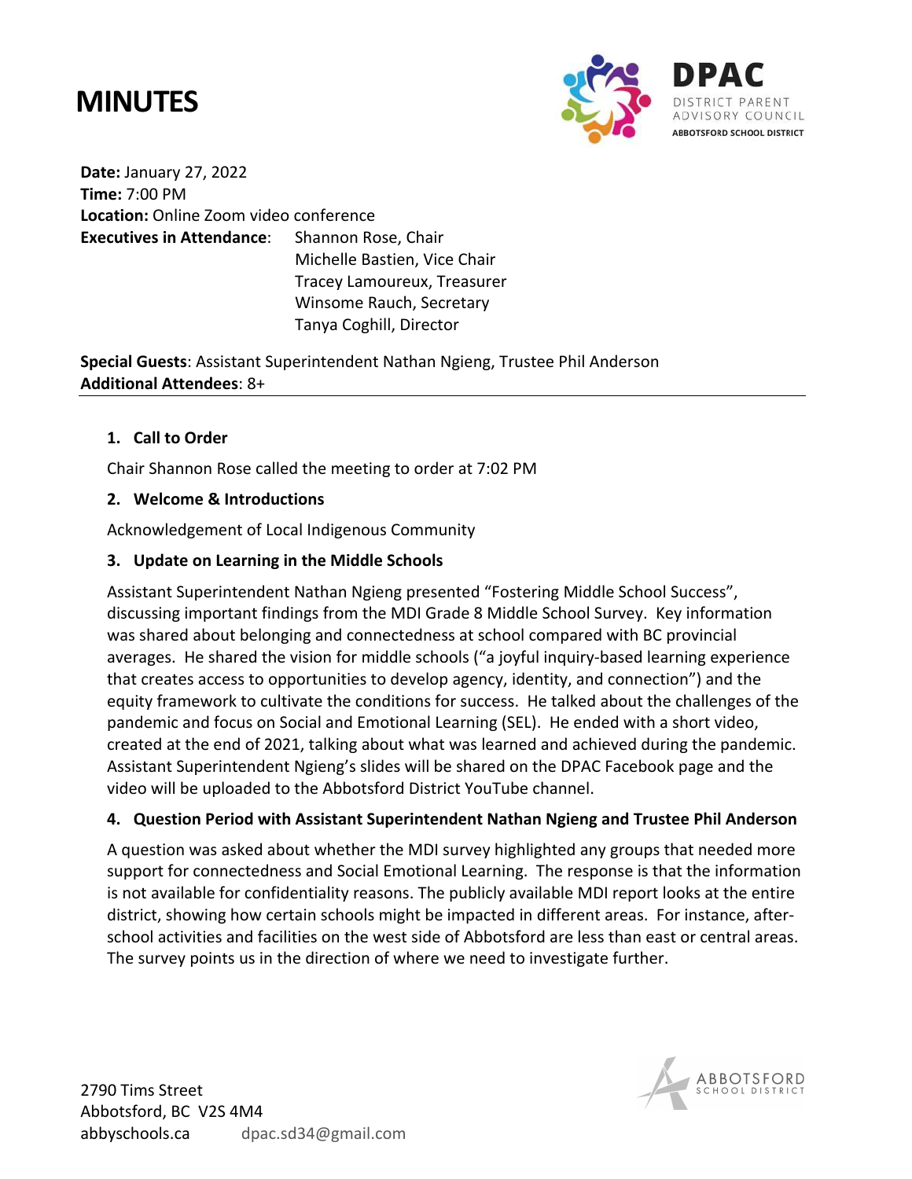# MINUTES

**DPAC**
DISTRICT PARENT ADVISORY COUNCIL
ABBOTSFORD SCHOOL DISTRICT

**Date:** January 27, 2022
**Time:** 7:00 PM
**Location:** Online Zoom video conference
**Executives in Attendance**: Shannon Rose, Chair
Michelle Bastien, Vice Chair
Tracey Lamoureux, Treasurer
Winsome Rauch, Secretary
Tanya Coghill, Director

**Special Guests**: Assistant Superintendent Nathan Ngieng, Trustee Phil Anderson
**Additional Attendees**: 8+

---

1. **Call to Order**

Chair Shannon Rose called the meeting to order at 7:02 PM

2. **Welcome & Introductions**

Acknowledgement of Local Indigenous Community

3. **Update on Learning in the Middle Schools**

Assistant Superintendent Nathan Ngieng presented "Fostering Middle School Success", discussing important findings from the MDI Grade 8 Middle School Survey. Key information was shared about belonging and connectedness at school compared with BC provincial averages. He shared the vision for middle schools ("a joyful inquiry-based learning experience that creates access to opportunities to develop agency, identity, and connection") and the equity framework to cultivate the conditions for success. He talked about the challenges of the pandemic and focus on Social and Emotional Learning (SEL). He ended with a short video, created at the end of 2021, talking about what was learned and achieved during the pandemic. Assistant Superintendent Ngieng's slides will be shared on the DPAC Facebook page and the video will be uploaded to the Abbotsford District YouTube channel.

4. **Question Period with Assistant Superintendent Nathan Ngieng and Trustee Phil Anderson**

A question was asked about whether the MDI survey highlighted any groups that needed more support for connectedness and Social Emotional Learning. The response is that the information is not available for confidentiality reasons. The publicly available MDI report looks at the entire district, showing how certain schools might be impacted in different areas. For instance, after-school activities and facilities on the west side of Abbotsford are less than east or central areas. The survey points us in the direction of where we need to investigate further.

2790 Tims Street
Abbotsford, BC V2S 4M4
abbyschools.ca dpac.sd34@gmail.com

ABBOTSFORD SCHOOL DISTRICT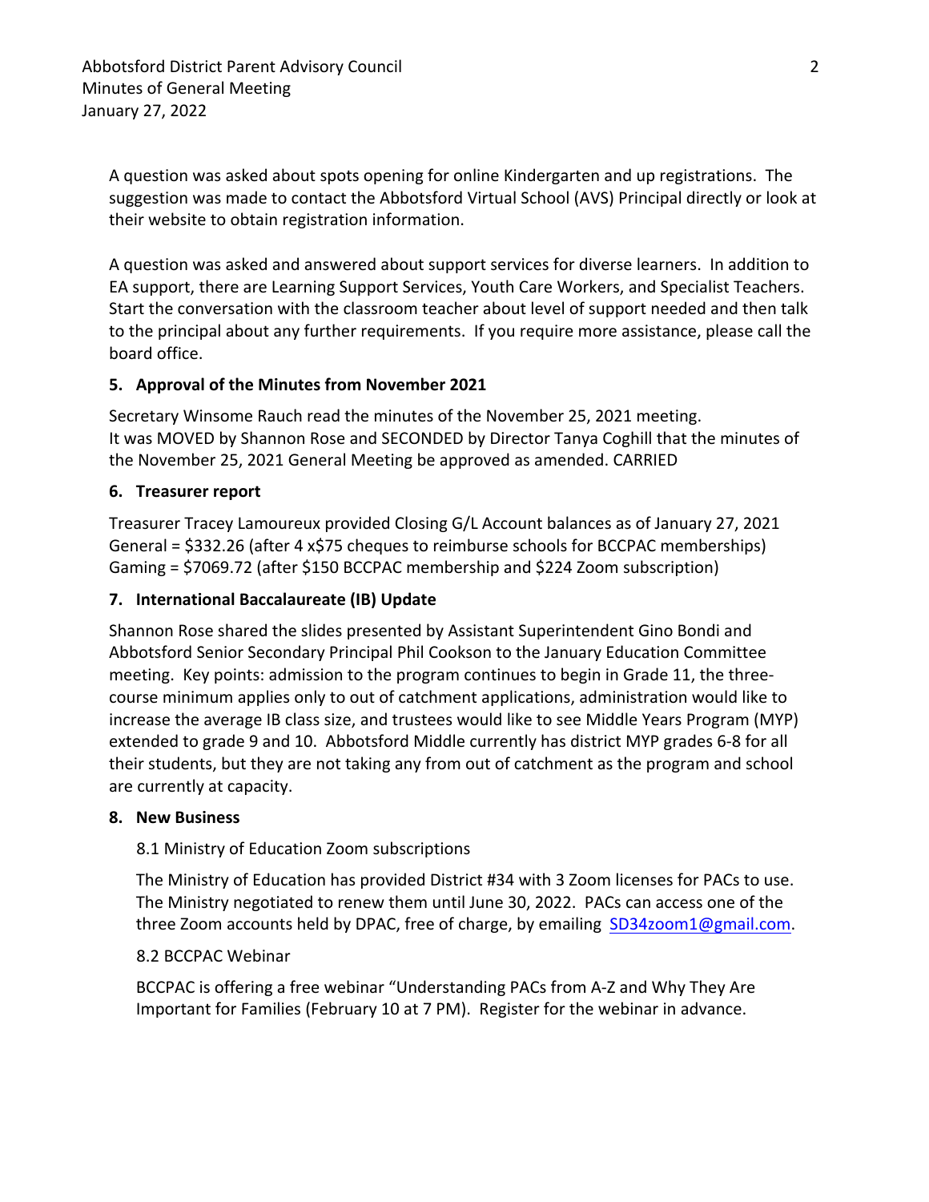A question was asked about spots opening for online Kindergarten and up registrations. The suggestion was made to contact the Abbotsford Virtual School (AVS) Principal directly or look at their website to obtain registration information.

A question was asked and answered about support services for diverse learners. In addition to EA support, there are Learning Support Services, Youth Care Workers, and Specialist Teachers. Start the conversation with the classroom teacher about level of support needed and then talk to the principal about any further requirements. If you require more assistance, please call the board office.

**5. Approval of the Minutes from November 2021**

Secretary Winsome Rauch read the minutes of the November 25, 2021 meeting.
It was MOVED by Shannon Rose and SECONDED by Director Tanya Coghill that the minutes of the November 25, 2021 General Meeting be approved as amended. CARRIED

**6. Treasurer report**

Treasurer Tracey Lamoureux provided Closing G/L Account balances as of January 27, 2021
General = $332.26 (after 4 x$75 cheques to reimburse schools for BCCPAC memberships)
Gaming = $7069.72 (after $150 BCCPAC membership and $224 Zoom subscription)

**7. International Baccalaureate (IB) Update**

Shannon Rose shared the slides presented by Assistant Superintendent Gino Bondi and Abbotsford Senior Secondary Principal Phil Cookson to the January Education Committee meeting. Key points: admission to the program continues to begin in Grade 11, the three-course minimum applies only to out of catchment applications, administration would like to increase the average IB class size, and trustees would like to see Middle Years Program (MYP) extended to grade 9 and 10. Abbotsford Middle currently has district MYP grades 6-8 for all their students, but they are not taking any from out of catchment as the program and school are currently at capacity.

**8. New Business**

8.1 Ministry of Education Zoom subscriptions

The Ministry of Education has provided District #34 with 3 Zoom licenses for PACs to use. The Ministry negotiated to renew them until June 30, 2022. PACs can access one of the three Zoom accounts held by DPAC, free of charge, by emailing SD34zoom1@gmail.com.

8.2 BCCPAC Webinar

BCCPAC is offering a free webinar "Understanding PACs from A-Z and Why They Are Important for Families (February 10 at 7 PM). Register for the webinar in advance.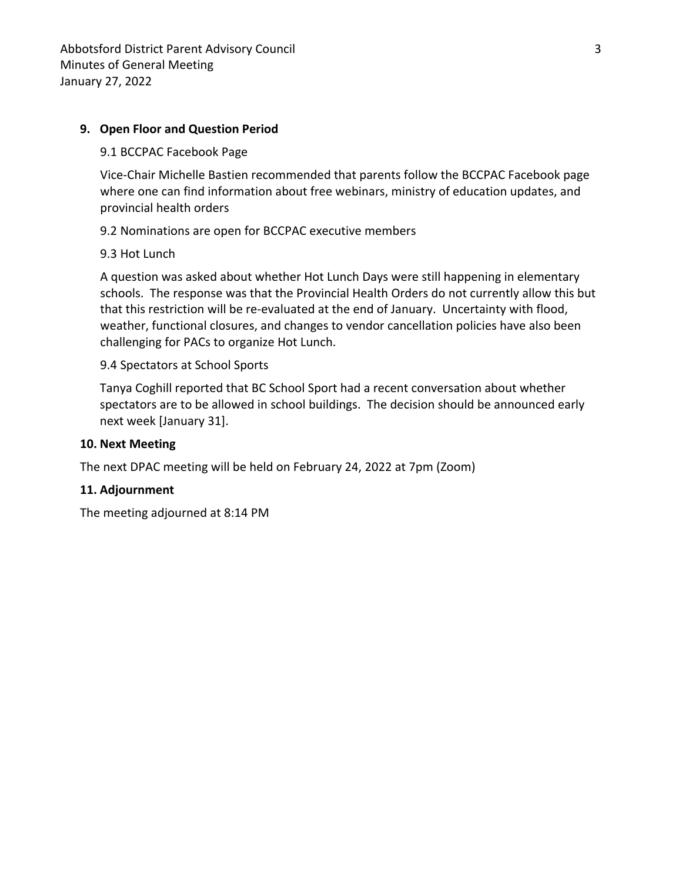## 9. Open Floor and Question Period

9.1 BCCPAC Facebook Page

Vice-Chair Michelle Bastien recommended that parents follow the BCCPAC Facebook page where one can find information about free webinars, ministry of education updates, and provincial health orders

9.2 Nominations are open for BCCPAC executive members

9.3 Hot Lunch

A question was asked about whether Hot Lunch Days were still happening in elementary schools. The response was that the Provincial Health Orders do not currently allow this but that this restriction will be re-evaluated at the end of January. Uncertainty with flood, weather, functional closures, and changes to vendor cancellation policies have also been challenging for PACs to organize Hot Lunch.

9.4 Spectators at School Sports

Tanya Coghill reported that BC School Sport had a recent conversation about whether spectators are to be allowed in school buildings. The decision should be announced early next week [January 31].

## 10. Next Meeting

The next DPAC meeting will be held on February 24, 2022 at 7pm (Zoom)

## 11. Adjournment

The meeting adjourned at 8:14 PM